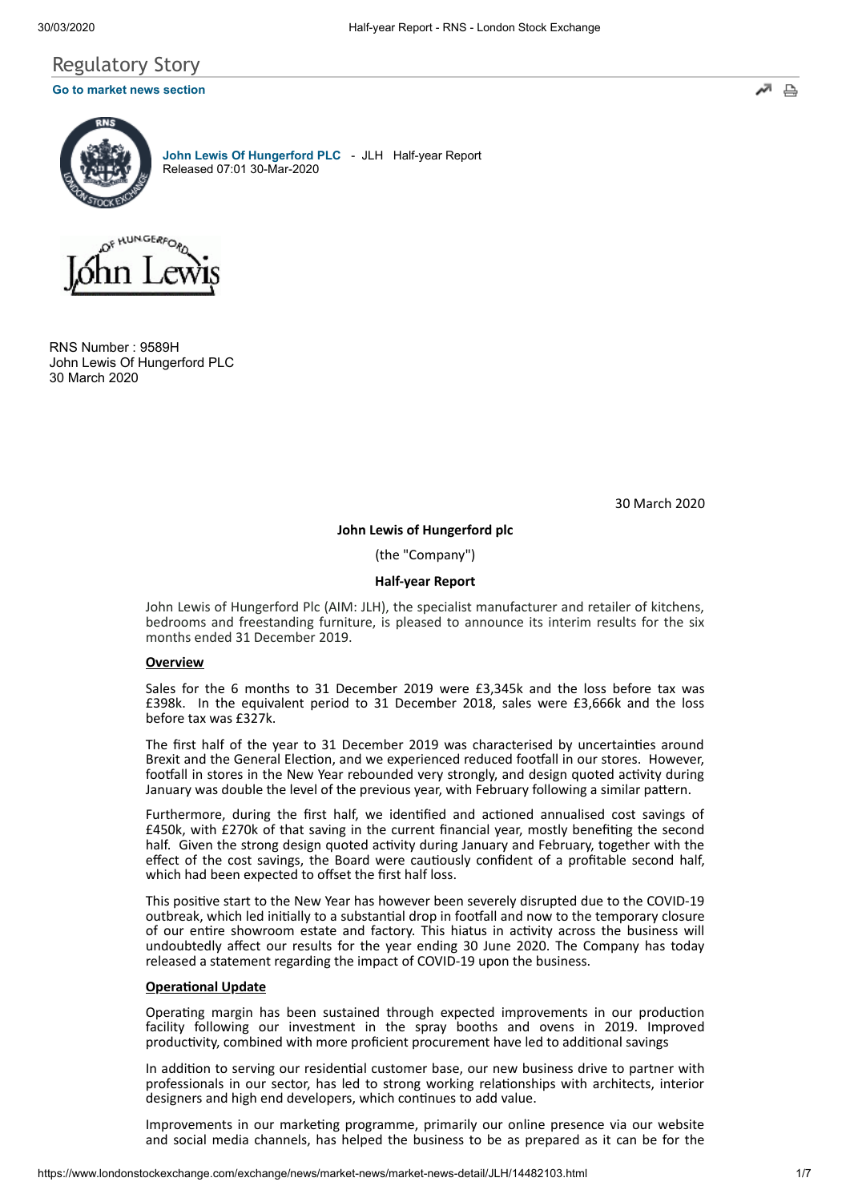Regulatory Story

Go to market news section

**John Lewis Of Hungerford PLC** - JLH Half-year Report
Released 07:01 30-Mar-2020

RNS Number : 9589H
John Lewis Of Hungerford PLC
30 March 2020

30 March 2020

**John Lewis of Hungerford plc**

(the "Company")

**Half-year Report**

John Lewis of Hungerford Plc (AIM: JLH), the specialist manufacturer and retailer of kitchens, bedrooms and freestanding furniture, is pleased to announce its interim results for the six months ended 31 December 2019.

**Overview**

Sales for the 6 months to 31 December 2019 were £3,345k and the loss before tax was £398k. In the equivalent period to 31 December 2018, sales were £3,666k and the loss before tax was £327k.

The first half of the year to 31 December 2019 was characterised by uncertainties around Brexit and the General Election, and we experienced reduced footfall in our stores. However, footfall in stores in the New Year rebounded very strongly, and design quoted activity during January was double the level of the previous year, with February following a similar pattern.

Furthermore, during the first half, we identified and actioned annualised cost savings of £450k, with £270k of that saving in the current financial year, mostly benefiting the second half. Given the strong design quoted activity during January and February, together with the effect of the cost savings, the Board were cautiously confident of a profitable second half, which had been expected to offset the first half loss.

This positive start to the New Year has however been severely disrupted due to the COVID-19 outbreak, which led initially to a substantial drop in footfall and now to the temporary closure of our entire showroom estate and factory. This hiatus in activity across the business will undoubtedly affect our results for the year ending 30 June 2020. The Company has today released a statement regarding the impact of COVID-19 upon the business.

**Operational Update**

Operating margin has been sustained through expected improvements in our production facility following our investment in the spray booths and ovens in 2019. Improved productivity, combined with more proficient procurement have led to additional savings

In addition to serving our residential customer base, our new business drive to partner with professionals in our sector, has led to strong working relationships with architects, interior designers and high end developers, which continues to add value.

Improvements in our marketing programme, primarily our online presence via our website and social media channels, has helped the business to be as prepared as it can be for the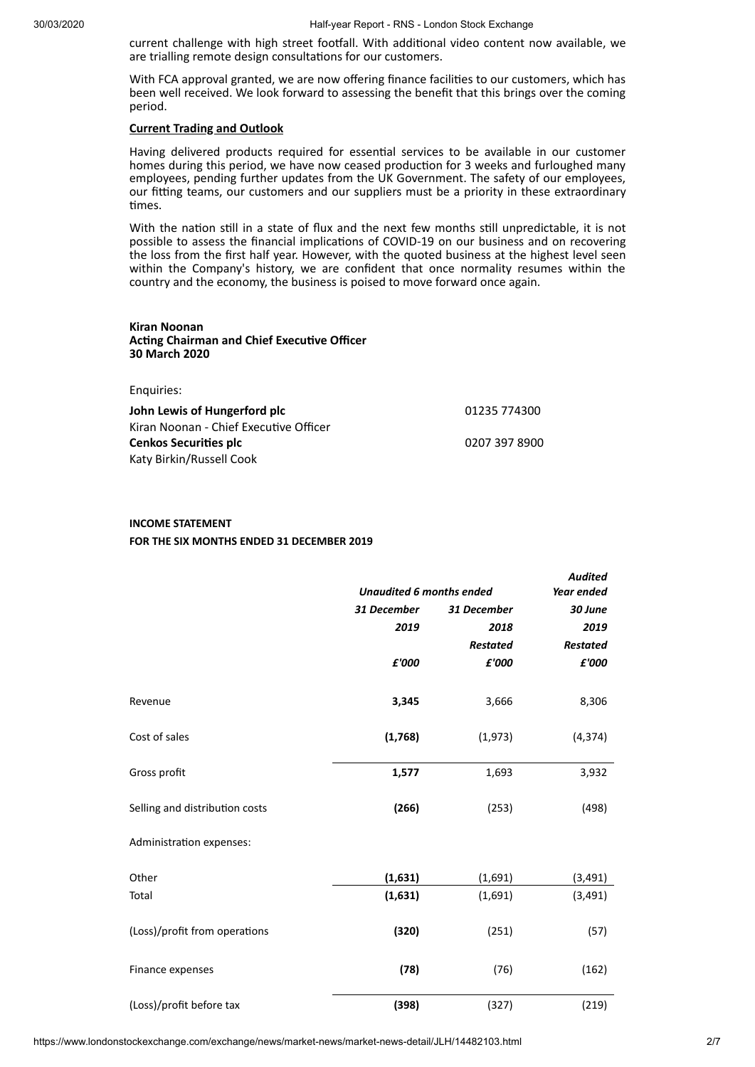current challenge with high street footfall. With additional video content now available, we are trialling remote design consultations for our customers.

With FCA approval granted, we are now offering finance facilities to our customers, which has been well received. We look forward to assessing the benefit that this brings over the coming period.

**Current Trading and Outlook**

Having delivered products required for essential services to be available in our customer homes during this period, we have now ceased production for 3 weeks and furloughed many employees, pending further updates from the UK Government. The safety of our employees, our fitting teams, our customers and our suppliers must be a priority in these extraordinary times.

With the nation still in a state of flux and the next few months still unpredictable, it is not possible to assess the financial implications of COVID-19 on our business and on recovering the loss from the first half year. However, with the quoted business at the highest level seen within the Company's history, we are confident that once normality resumes within the country and the economy, the business is poised to move forward once again.

**Kiran Noonan**
**Acting Chairman and Chief Executive Officer**
**30 March 2020**

Enquiries:

| | |
|---|---|
| **John Lewis of Hungerford plc** | 01235 774300 |
| Kiran Noonan - Chief Executive Officer | |
| **Cenkos Securities plc** | 0207 397 8900 |
| Katy Birkin/Russell Cook | |

**INCOME STATEMENT**
**FOR THE SIX MONTHS ENDED 31 DECEMBER 2019**

| | *Unaudited 6 months ended* | | *Audited Year ended* |
|---|---|---|---|
| | *31 December 2019* | *31 December 2018 Restated* | *30 June 2019 Restated* |
| | *£'000* | *£'000* | *£'000* |
| Revenue | **3,345** | 3,666 | 8,306 |
| Cost of sales | **(1,768)** | (1,973) | (4,374) |
| Gross profit | **1,577** | 1,693 | 3,932 |
| Selling and distribution costs | **(266)** | (253) | (498) |
| Administration expenses: | | | |
| Other | **(1,631)** | (1,691) | (3,491) |
| Total | **(1,631)** | (1,691) | (3,491) |
| (Loss)/profit from operations | **(320)** | (251) | (57) |
| Finance expenses | **(78)** | (76) | (162) |
| (Loss)/profit before tax | **(398)** | (327) | (219) |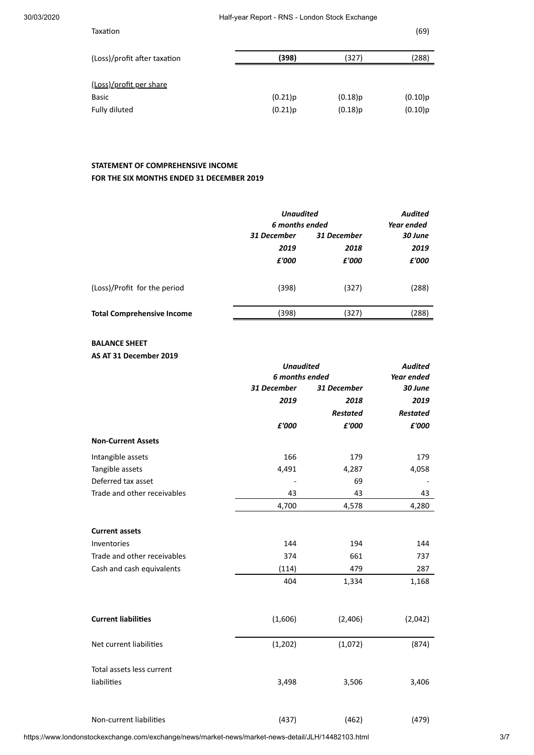| | | | |
|---|---|---|---|
| Taxation | | | (69) |
| (Loss)/profit after taxation | **(398)** | (327) | (288) |
| (Loss)/profit per share | | | |
| Basic | (0.21)p | (0.18)p | (0.10)p |
| Fully diluted | (0.21)p | (0.18)p | (0.10)p |

**STATEMENT OF COMPREHENSIVE INCOME**
**FOR THE SIX MONTHS ENDED 31 DECEMBER 2019**

| | *Unaudited* | | *Audited* |
|---|---|---|---|
| | *6 months ended* | | *Year ended* |
| | *31 December* | *31 December* | *30 June* |
| | *2019* | *2018* | *2019* |
| | *£'000* | *£'000* | *£'000* |
| (Loss)/Profit for the period | (398) | (327) | (288) |
| **Total Comprehensive Income** | (398) | (327) | (288) |

**BALANCE SHEET**
**AS AT 31 December 2019**

| | *Unaudited* | | *Audited* |
|---|---|---|---|
| | *6 months ended* | | *Year ended* |
| | *31 December* | *31 December* | *30 June* |
| | *2019* | *2018* | *2019* |
| | | *Restated* | *Restated* |
| | *£'000* | *£'000* | *£'000* |
| **Non-Current Assets** | | | |
| Intangible assets | 166 | 179 | 179 |
| Tangible assets | 4,491 | 4,287 | 4,058 |
| Deferred tax asset | - | 69 | - |
| Trade and other receivables | 43 | 43 | 43 |
| | 4,700 | 4,578 | 4,280 |
| **Current assets** | | | |
| Inventories | 144 | 194 | 144 |
| Trade and other receivables | 374 | 661 | 737 |
| Cash and cash equivalents | (114) | 479 | 287 |
| | 404 | 1,334 | 1,168 |
| **Current liabilities** | (1,606) | (2,406) | (2,042) |
| Net current liabilities | (1,202) | (1,072) | (874) |
| Total assets less current liabilities | 3,498 | 3,506 | 3,406 |
| Non-current liabilities | (437) | (462) | (479) |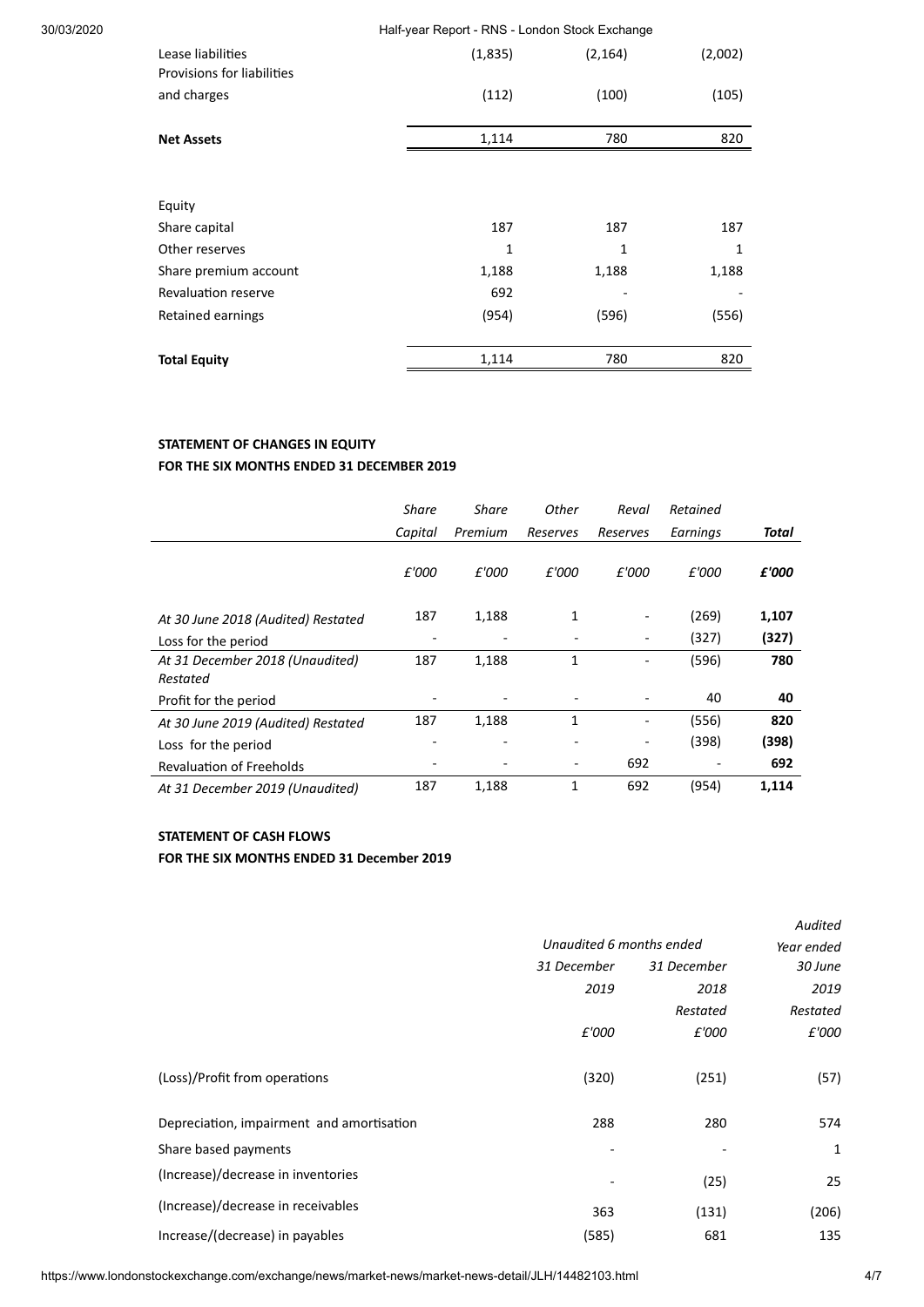| | | | |
|---|---|---|---|
| Lease liabilities | (1,835) | (2,164) | (2,002) |
| Provisions for liabilities and charges | (112) | (100) | (105) |
| **Net Assets** | 1,114 | 780 | 820 |
| | | | |
| Equity | | | |
| Share capital | 187 | 187 | 187 |
| Other reserves | 1 | 1 | 1 |
| Share premium account | 1,188 | 1,188 | 1,188 |
| Revaluation reserve | 692 | - | - |
| Retained earnings | (954) | (596) | (556) |
| **Total Equity** | 1,114 | 780 | 820 |

**STATEMENT OF CHANGES IN EQUITY**
**FOR THE SIX MONTHS ENDED 31 DECEMBER 2019**

| | *Share Capital* | *Share Premium* | *Other Reserves* | *Reval Reserves* | *Retained Earnings* | ***Total*** |
|---|---|---|---|---|---|---|
| | *£'000* | *£'000* | *£'000* | *£'000* | *£'000* | ***£'000*** |
| *At 30 June 2018 (Audited) Restated* | 187 | 1,188 | 1 | - | (269) | **1,107** |
| Loss for the period | - | - | - | - | (327) | **(327)** |
| *At 31 December 2018 (Unaudited) Restated* | 187 | 1,188 | 1 | - | (596) | **780** |
| Profit for the period | - | - | - | - | 40 | **40** |
| *At 30 June 2019 (Audited) Restated* | 187 | 1,188 | 1 | - | (556) | **820** |
| Loss for the period | - | - | - | - | (398) | **(398)** |
| Revaluation of Freeholds | - | - | - | 692 | - | **692** |
| *At 31 December 2019 (Unaudited)* | 187 | 1,188 | 1 | 692 | (954) | **1,114** |

**STATEMENT OF CASH FLOWS**
**FOR THE SIX MONTHS ENDED 31 December 2019**

| | *Unaudited 6 months ended* | | *Audited Year ended* |
|---|---|---|---|
| | *31 December 2019* | *31 December 2018 Restated* | *30 June 2019 Restated* |
| | *£'000* | *£'000* | *£'000* |
| (Loss)/Profit from operations | (320) | (251) | (57) |
| Depreciation, impairment and amortisation | 288 | 280 | 574 |
| Share based payments | - | - | 1 |
| (Increase)/decrease in inventories | - | (25) | 25 |
| (Increase)/decrease in receivables | 363 | (131) | (206) |
| Increase/(decrease) in payables | (585) | 681 | 135 |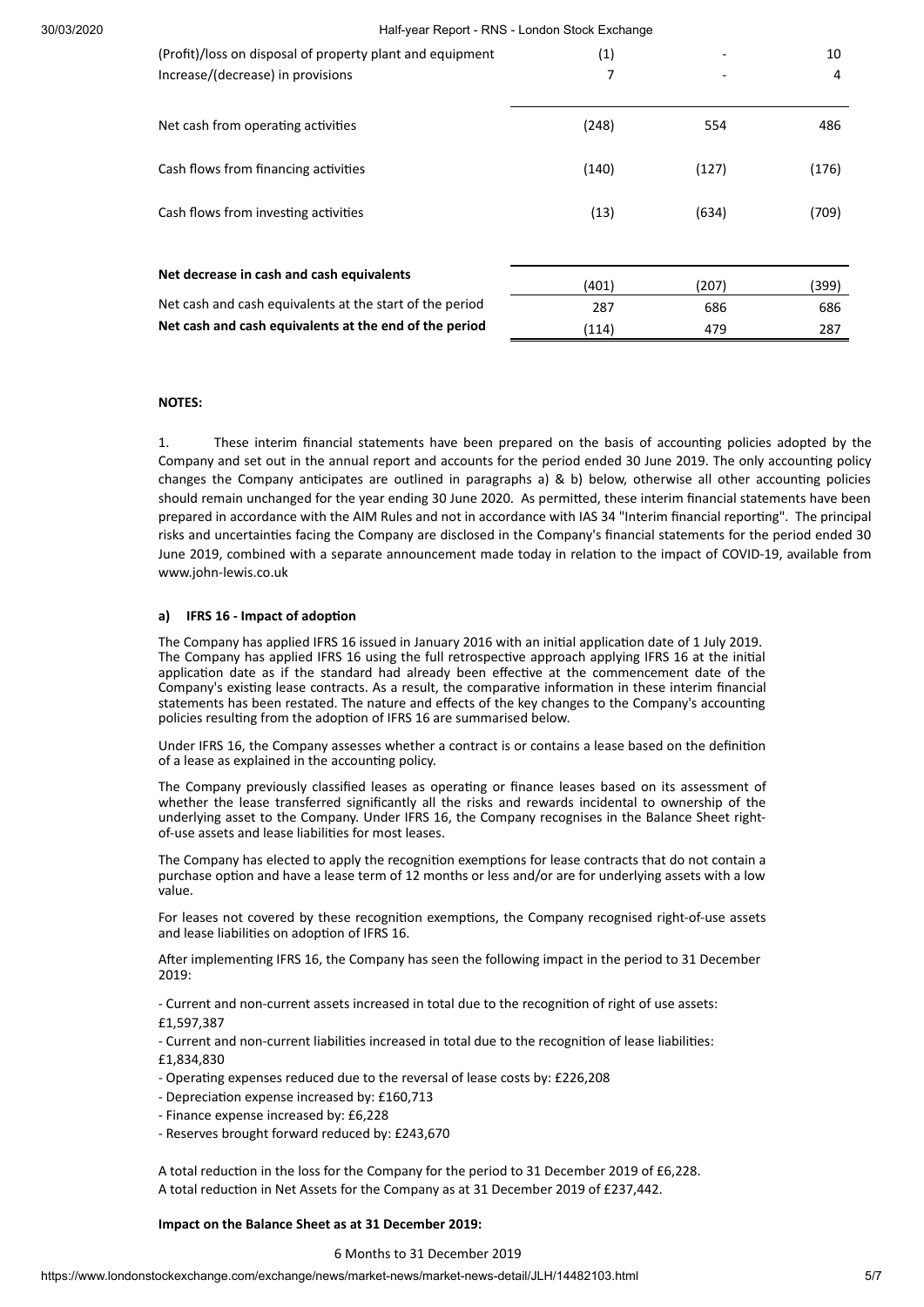| | | | |
|---|---|---|---|
| (Profit)/loss on disposal of property plant and equipment | (1) | - | 10 |
| Increase/(decrease) in provisions | 7 | - | 4 |
| Net cash from operating activities | (248) | 554 | 486 |
| Cash flows from financing activities | (140) | (127) | (176) |
| Cash flows from investing activities | (13) | (634) | (709) |
| **Net decrease in cash and cash equivalents** | (401) | (207) | (399) |
| Net cash and cash equivalents at the start of the period | 287 | 686 | 686 |
| **Net cash and cash equivalents at the end of the period** | (114) | 479 | 287 |

**NOTES:**

1. These interim financial statements have been prepared on the basis of accounting policies adopted by the Company and set out in the annual report and accounts for the period ended 30 June 2019. The only accounting policy changes the Company anticipates are outlined in paragraphs a) & b) below, otherwise all other accounting policies should remain unchanged for the year ending 30 June 2020. As permitted, these interim financial statements have been prepared in accordance with the AIM Rules and not in accordance with IAS 34 "Interim financial reporting". The principal risks and uncertainties facing the Company are disclosed in the Company's financial statements for the period ended 30 June 2019, combined with a separate announcement made today in relation to the impact of COVID-19, available from www.john-lewis.co.uk

**a) IFRS 16 - Impact of adoption**

The Company has applied IFRS 16 issued in January 2016 with an initial application date of 1 July 2019. The Company has applied IFRS 16 using the full retrospective approach applying IFRS 16 at the initial application date as if the standard had already been effective at the commencement date of the Company's existing lease contracts. As a result, the comparative information in these interim financial statements has been restated. The nature and effects of the key changes to the Company's accounting policies resulting from the adoption of IFRS 16 are summarised below.

Under IFRS 16, the Company assesses whether a contract is or contains a lease based on the definition of a lease as explained in the accounting policy.

The Company previously classified leases as operating or finance leases based on its assessment of whether the lease transferred significantly all the risks and rewards incidental to ownership of the underlying asset to the Company. Under IFRS 16, the Company recognises in the Balance Sheet right-of-use assets and lease liabilities for most leases.

The Company has elected to apply the recognition exemptions for lease contracts that do not contain a purchase option and have a lease term of 12 months or less and/or are for underlying assets with a low value.

For leases not covered by these recognition exemptions, the Company recognised right-of-use assets and lease liabilities on adoption of IFRS 16.

After implementing IFRS 16, the Company has seen the following impact in the period to 31 December 2019:

- Current and non-current assets increased in total due to the recognition of right of use assets: £1,597,387
- Current and non-current liabilities increased in total due to the recognition of lease liabilities: £1,834,830
- Operating expenses reduced due to the reversal of lease costs by: £226,208
- Depreciation expense increased by: £160,713
- Finance expense increased by: £6,228
- Reserves brought forward reduced by: £243,670

A total reduction in the loss for the Company for the period to 31 December 2019 of £6,228.
A total reduction in Net Assets for the Company as at 31 December 2019 of £237,442.

**Impact on the Balance Sheet as at 31 December 2019:**

6 Months to 31 December 2019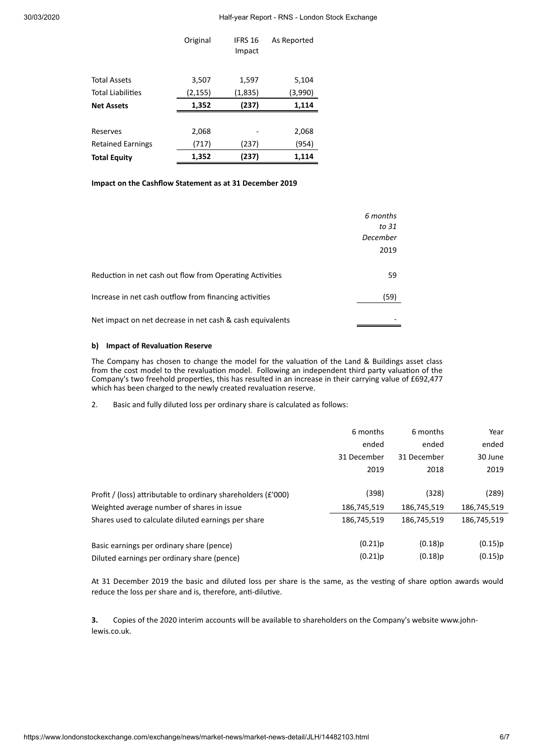| | Original | IFRS 16 Impact | As Reported |
|---|---|---|---|
| Total Assets | 3,507 | 1,597 | 5,104 |
| Total Liabilities | (2,155) | (1,835) | (3,990) |
| **Net Assets** | **1,352** | **(237)** | **1,114** |
| | | | |
| Reserves | 2,068 | - | 2,068 |
| Retained Earnings | (717) | (237) | (954) |
| **Total Equity** | **1,352** | **(237)** | **1,114** |

**Impact on the Cashflow Statement as at 31 December 2019**

| | *6 months to 31 December* 2019 |
|---|---|
| Reduction in net cash out flow from Operating Activities | 59 |
| Increase in net cash outflow from financing activities | (59) |
| Net impact on net decrease in net cash & cash equivalents | - |

**b) Impact of Revaluation Reserve**

The Company has chosen to change the model for the valuation of the Land & Buildings asset class from the cost model to the revaluation model. Following an independent third party valuation of the Company's two freehold properties, this has resulted in an increase in their carrying value of £692,477 which has been charged to the newly created revaluation reserve.

2. Basic and fully diluted loss per ordinary share is calculated as follows:

| | 6 months ended 31 December 2019 | 6 months ended 31 December 2018 | Year ended 30 June 2019 |
|---|---|---|---|
| Profit / (loss) attributable to ordinary shareholders (£'000) | (398) | (328) | (289) |
| Weighted average number of shares in issue | 186,745,519 | 186,745,519 | 186,745,519 |
| Shares used to calculate diluted earnings per share | 186,745,519 | 186,745,519 | 186,745,519 |
| | | | |
| Basic earnings per ordinary share (pence) | (0.21)p | (0.18)p | (0.15)p |
| Diluted earnings per ordinary share (pence) | (0.21)p | (0.18)p | (0.15)p |

At 31 December 2019 the basic and diluted loss per share is the same, as the vesting of share option awards would reduce the loss per share and is, therefore, anti-dilutive.

**3.** Copies of the 2020 interim accounts will be available to shareholders on the Company's website www.john-lewis.co.uk.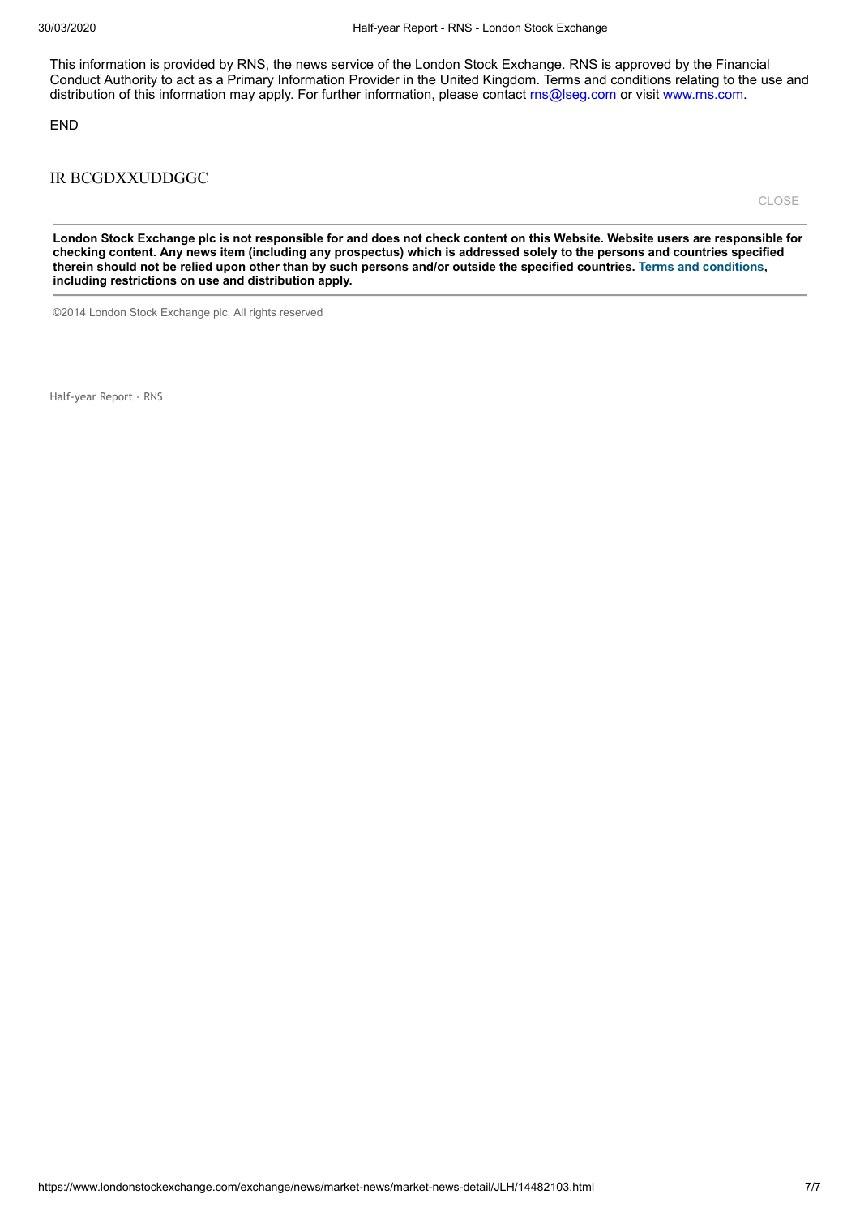This information is provided by RNS, the news service of the London Stock Exchange. RNS is approved by the Financial Conduct Authority to act as a Primary Information Provider in the United Kingdom. Terms and conditions relating to the use and distribution of this information may apply. For further information, please contact rns@lseg.com or visit www.rns.com.

END

IR BCGDXXUDDGGC

CLOSE

---

**London Stock Exchange plc is not responsible for and does not check content on this Website. Website users are responsible for checking content. Any news item (including any prospectus) which is addressed solely to the persons and countries specified therein should not be relied upon other than by such persons and/or outside the specified countries. Terms and conditions, including restrictions on use and distribution apply.**

---

©2014 London Stock Exchange plc. All rights reserved

Half-year Report - RNS